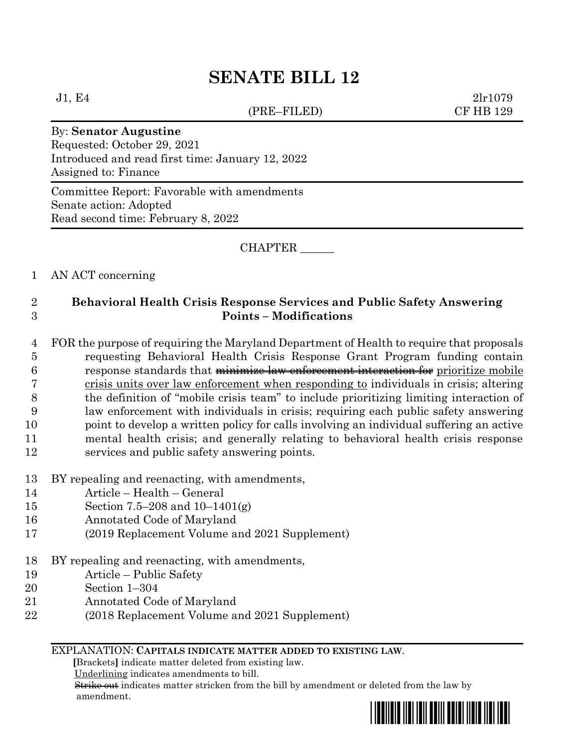# SENATE BILL 12

J1, E4 (PRE–FILED) 2lr1079
CF HB 129

By: **Senator Augustine**
Requested: October 29, 2021
Introduced and read first time: January 12, 2022
Assigned to: Finance

Committee Report: Favorable with amendments
Senate action: Adopted
Read second time: February 8, 2022

CHAPTER ______

1 AN ACT concerning

2 **Behavioral Health Crisis Response Services and Public Safety Answering**
3 **Points – Modifications**

4 FOR the purpose of requiring the Maryland Department of Health to require that proposals
5 requesting Behavioral Health Crisis Response Grant Program funding contain
6 response standards that ~~minimize law enforcement interaction for~~ <u>prioritize mobile</u>
7 <u>crisis units over law enforcement when responding to</u> individuals in crisis; altering
8 the definition of "mobile crisis team" to include prioritizing limiting interaction of
9 law enforcement with individuals in crisis; requiring each public safety answering
10 point to develop a written policy for calls involving an individual suffering an active
11 mental health crisis; and generally relating to behavioral health crisis response
12 services and public safety answering points.

13 BY repealing and reenacting, with amendments,
14 Article – Health – General
15 Section 7.5–208 and 10–1401(g)
16 Annotated Code of Maryland
17 (2019 Replacement Volume and 2021 Supplement)

18 BY repealing and reenacting, with amendments,
19 Article – Public Safety
20 Section 1–304
21 Annotated Code of Maryland
22 (2018 Replacement Volume and 2021 Supplement)

EXPLANATION: **CAPITALS INDICATE MATTER ADDED TO EXISTING LAW.**
**[**Brackets**]** indicate matter deleted from existing law.
<u>Underlining</u> indicates amendments to bill.
~~Strike out~~ indicates matter stricken from the bill by amendment or deleted from the law by amendment.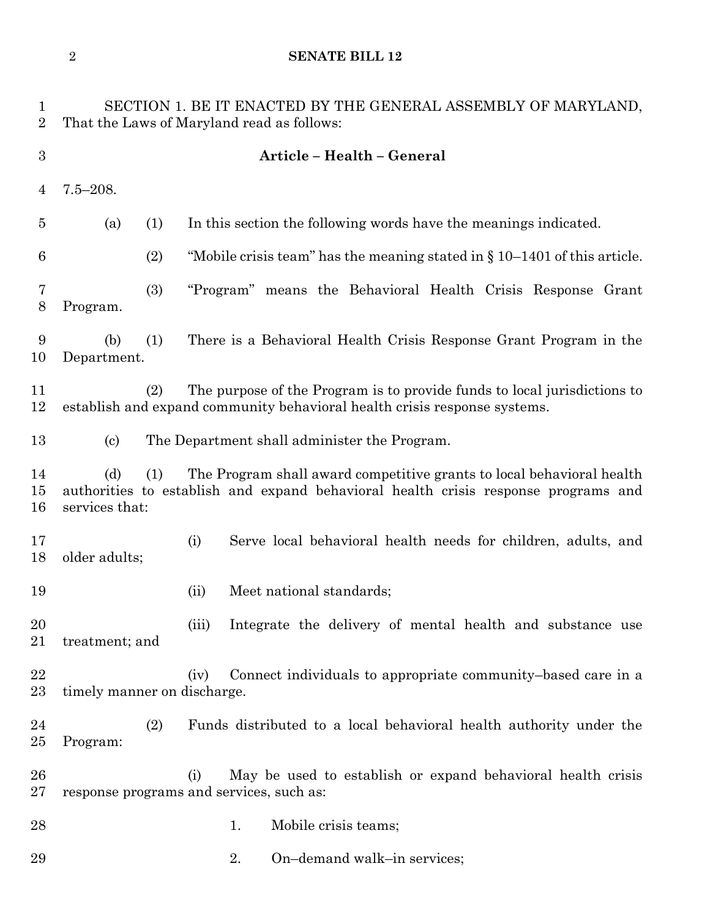SECTION 1. BE IT ENACTED BY THE GENERAL ASSEMBLY OF MARYLAND, That the Laws of Maryland read as follows:

**Article – Health – General**

7.5–208.

(a) (1) In this section the following words have the meanings indicated.

(2) "Mobile crisis team" has the meaning stated in § 10–1401 of this article.

(3) "Program" means the Behavioral Health Crisis Response Grant Program.

(b) (1) There is a Behavioral Health Crisis Response Grant Program in the Department.

(2) The purpose of the Program is to provide funds to local jurisdictions to establish and expand community behavioral health crisis response systems.

(c) The Department shall administer the Program.

(d) (1) The Program shall award competitive grants to local behavioral health authorities to establish and expand behavioral health crisis response programs and services that:

(i) Serve local behavioral health needs for children, adults, and older adults;

(ii) Meet national standards;

(iii) Integrate the delivery of mental health and substance use treatment; and

(iv) Connect individuals to appropriate community–based care in a timely manner on discharge.

(2) Funds distributed to a local behavioral health authority under the Program:

(i) May be used to establish or expand behavioral health crisis response programs and services, such as:

1. Mobile crisis teams;

2. On–demand walk–in services;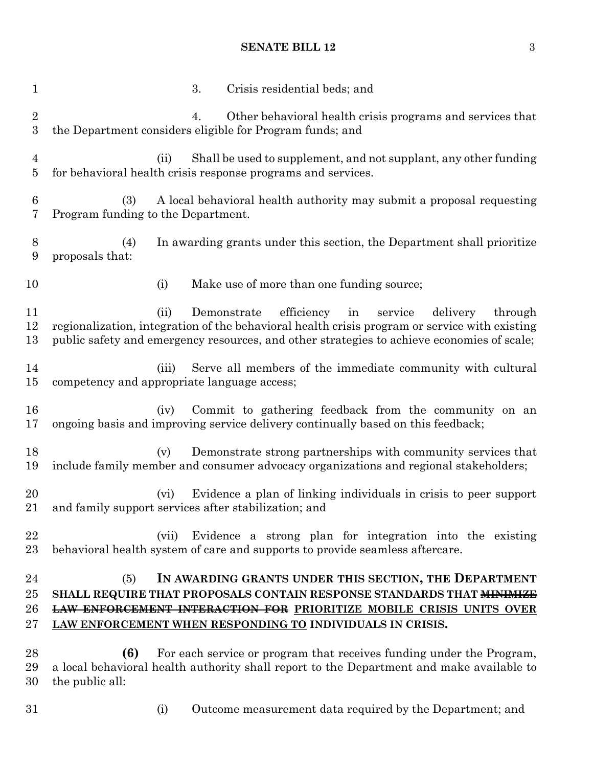3. Crisis residential beds; and

4. Other behavioral health crisis programs and services that the Department considers eligible for Program funds; and

(ii) Shall be used to supplement, and not supplant, any other funding for behavioral health crisis response programs and services.

(3) A local behavioral health authority may submit a proposal requesting Program funding to the Department.

(4) In awarding grants under this section, the Department shall prioritize proposals that:

(i) Make use of more than one funding source;

(ii) Demonstrate efficiency in service delivery through regionalization, integration of the behavioral health crisis program or service with existing public safety and emergency resources, and other strategies to achieve economies of scale;

(iii) Serve all members of the immediate community with cultural competency and appropriate language access;

(iv) Commit to gathering feedback from the community on an ongoing basis and improving service delivery continually based on this feedback;

(v) Demonstrate strong partnerships with community services that include family member and consumer advocacy organizations and regional stakeholders;

(vi) Evidence a plan of linking individuals in crisis to peer support and family support services after stabilization; and

(vii) Evidence a strong plan for integration into the existing behavioral health system of care and supports to provide seamless aftercare.

(5) **IN AWARDING GRANTS UNDER THIS SECTION, THE DEPARTMENT SHALL REQUIRE THAT PROPOSALS CONTAIN RESPONSE STANDARDS THAT ~~MINIMIZE LAW ENFORCEMENT INTERACTION FOR~~ <u>PRIORITIZE MOBILE CRISIS UNITS OVER LAW ENFORCEMENT WHEN RESPONDING TO</u> INDIVIDUALS IN CRISIS.**

**(6)** For each service or program that receives funding under the Program, a local behavioral health authority shall report to the Department and make available to the public all:

(i) Outcome measurement data required by the Department; and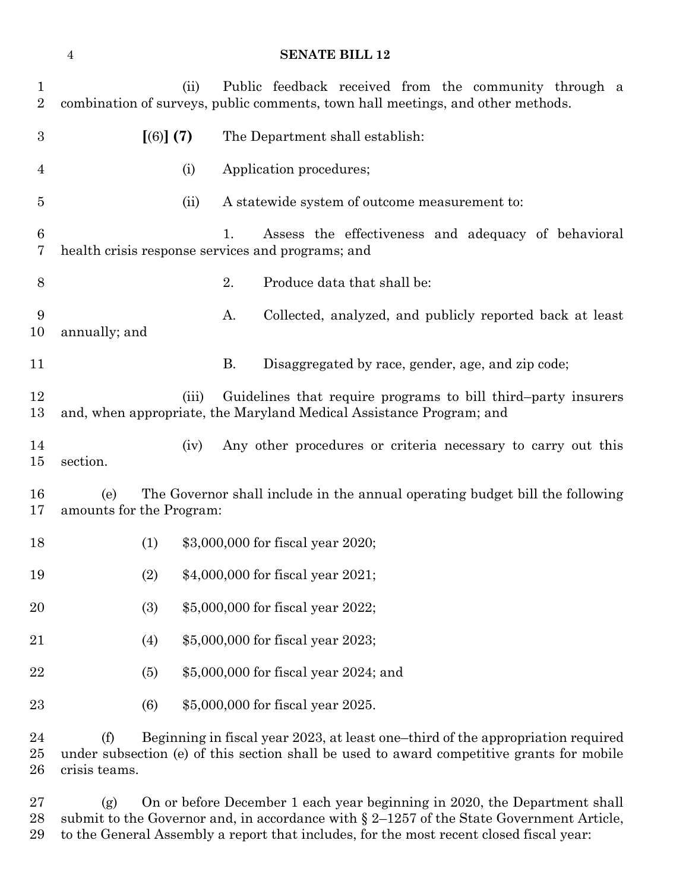(ii) Public feedback received from the community through a combination of surveys, public comments, town hall meetings, and other methods.

**[**(6)**] (7)** The Department shall establish:

(i) Application procedures;

(ii) A statewide system of outcome measurement to:

1. Assess the effectiveness and adequacy of behavioral health crisis response services and programs; and

2. Produce data that shall be:

A. Collected, analyzed, and publicly reported back at least annually; and

B. Disaggregated by race, gender, age, and zip code;

(iii) Guidelines that require programs to bill third–party insurers and, when appropriate, the Maryland Medical Assistance Program; and

(iv) Any other procedures or criteria necessary to carry out this section.

(e) The Governor shall include in the annual operating budget bill the following amounts for the Program:

(1) $3,000,000 for fiscal year 2020;

(2) $4,000,000 for fiscal year 2021;

(3) $5,000,000 for fiscal year 2022;

(4) $5,000,000 for fiscal year 2023;

(5) $5,000,000 for fiscal year 2024; and

(6) $5,000,000 for fiscal year 2025.

(f) Beginning in fiscal year 2023, at least one–third of the appropriation required under subsection (e) of this section shall be used to award competitive grants for mobile crisis teams.

(g) On or before December 1 each year beginning in 2020, the Department shall submit to the Governor and, in accordance with § 2–1257 of the State Government Article, to the General Assembly a report that includes, for the most recent closed fiscal year: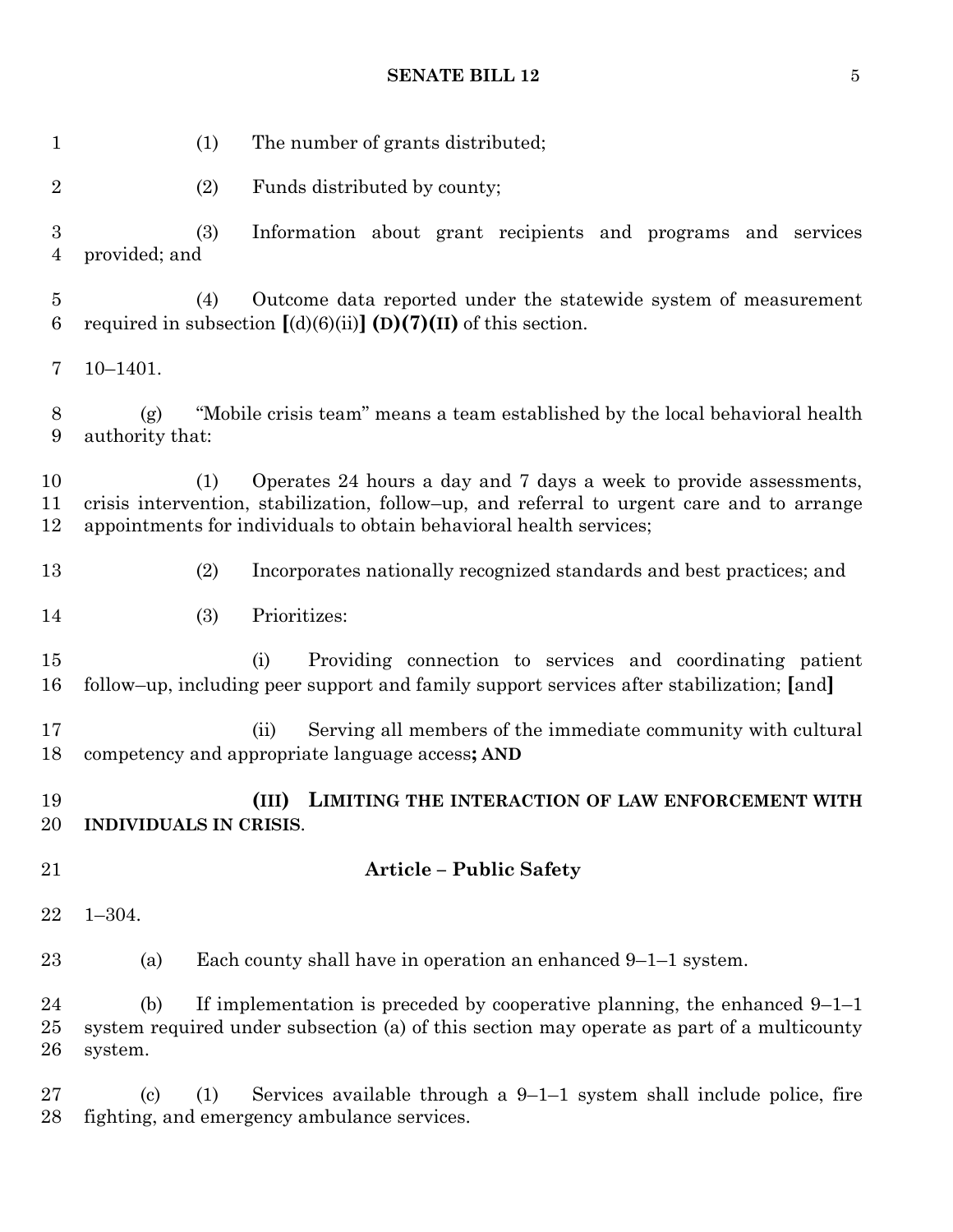(1) The number of grants distributed;

(2) Funds distributed by county;

(3) Information about grant recipients and programs and services provided; and

(4) Outcome data reported under the statewide system of measurement required in subsection [(d)(6)(ii)] **(D)(7)(II)** of this section.

10–1401.

(g) "Mobile crisis team" means a team established by the local behavioral health authority that:

(1) Operates 24 hours a day and 7 days a week to provide assessments, crisis intervention, stabilization, follow–up, and referral to urgent care and to arrange appointments for individuals to obtain behavioral health services;

(2) Incorporates nationally recognized standards and best practices; and

(3) Prioritizes:

(i) Providing connection to services and coordinating patient follow–up, including peer support and family support services after stabilization; [and]

(ii) Serving all members of the immediate community with cultural competency and appropriate language access**; AND**

**(III) LIMITING THE INTERACTION OF LAW ENFORCEMENT WITH INDIVIDUALS IN CRISIS**.

## Article – Public Safety

1–304.

(a) Each county shall have in operation an enhanced 9–1–1 system.

(b) If implementation is preceded by cooperative planning, the enhanced 9–1–1 system required under subsection (a) of this section may operate as part of a multicounty system.

(c) (1) Services available through a 9–1–1 system shall include police, fire fighting, and emergency ambulance services.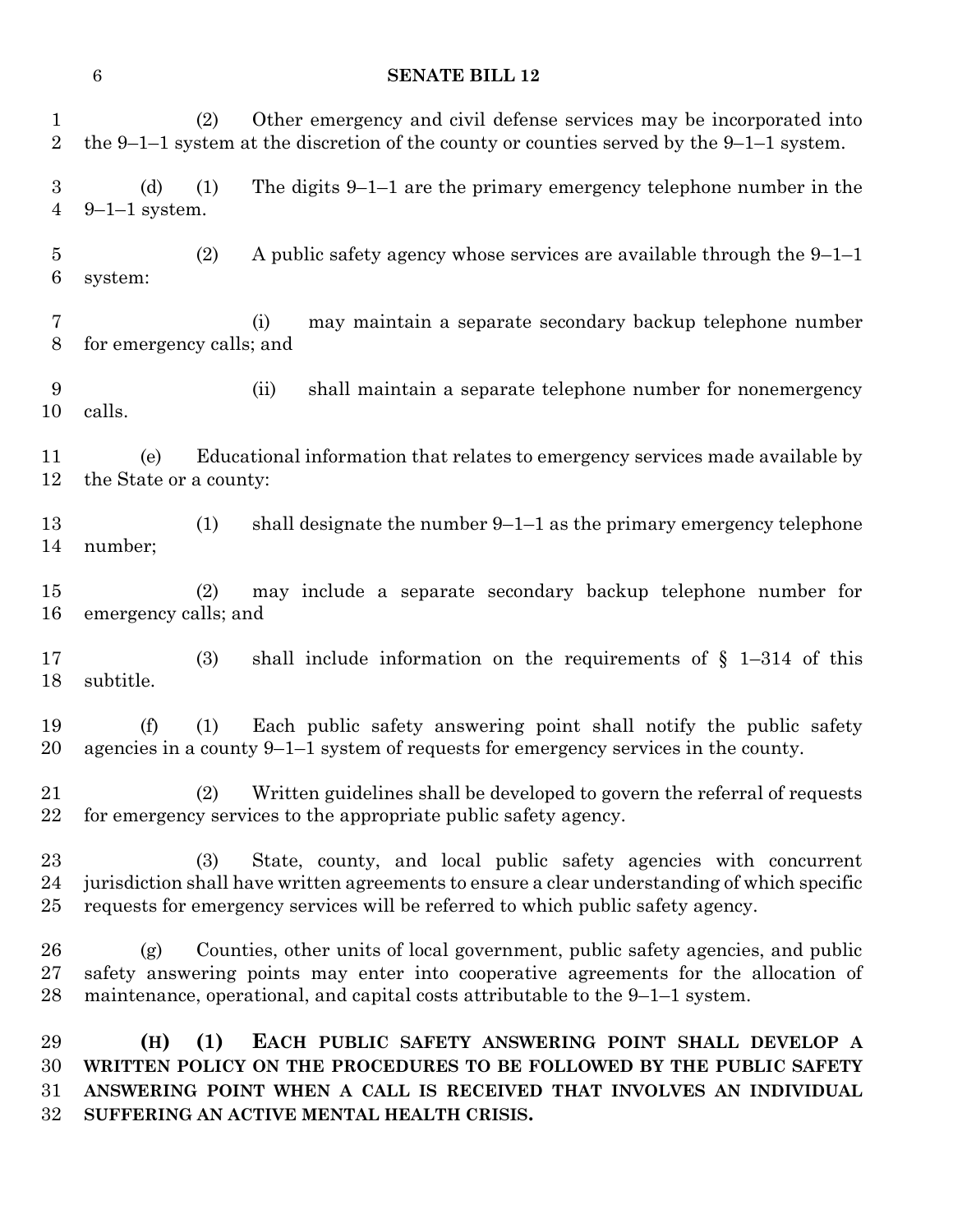(2) Other emergency and civil defense services may be incorporated into the 9–1–1 system at the discretion of the county or counties served by the 9–1–1 system.

(d) (1) The digits 9–1–1 are the primary emergency telephone number in the 9–1–1 system.

(2) A public safety agency whose services are available through the 9–1–1 system:

(i) may maintain a separate secondary backup telephone number for emergency calls; and

(ii) shall maintain a separate telephone number for nonemergency calls.

(e) Educational information that relates to emergency services made available by the State or a county:

(1) shall designate the number 9–1–1 as the primary emergency telephone number;

(2) may include a separate secondary backup telephone number for emergency calls; and

(3) shall include information on the requirements of § 1–314 of this subtitle.

(f) (1) Each public safety answering point shall notify the public safety agencies in a county 9–1–1 system of requests for emergency services in the county.

(2) Written guidelines shall be developed to govern the referral of requests for emergency services to the appropriate public safety agency.

(3) State, county, and local public safety agencies with concurrent jurisdiction shall have written agreements to ensure a clear understanding of which specific requests for emergency services will be referred to which public safety agency.

(g) Counties, other units of local government, public safety agencies, and public safety answering points may enter into cooperative agreements for the allocation of maintenance, operational, and capital costs attributable to the 9–1–1 system.

**(H) (1) EACH PUBLIC SAFETY ANSWERING POINT SHALL DEVELOP A WRITTEN POLICY ON THE PROCEDURES TO BE FOLLOWED BY THE PUBLIC SAFETY ANSWERING POINT WHEN A CALL IS RECEIVED THAT INVOLVES AN INDIVIDUAL SUFFERING AN ACTIVE MENTAL HEALTH CRISIS.**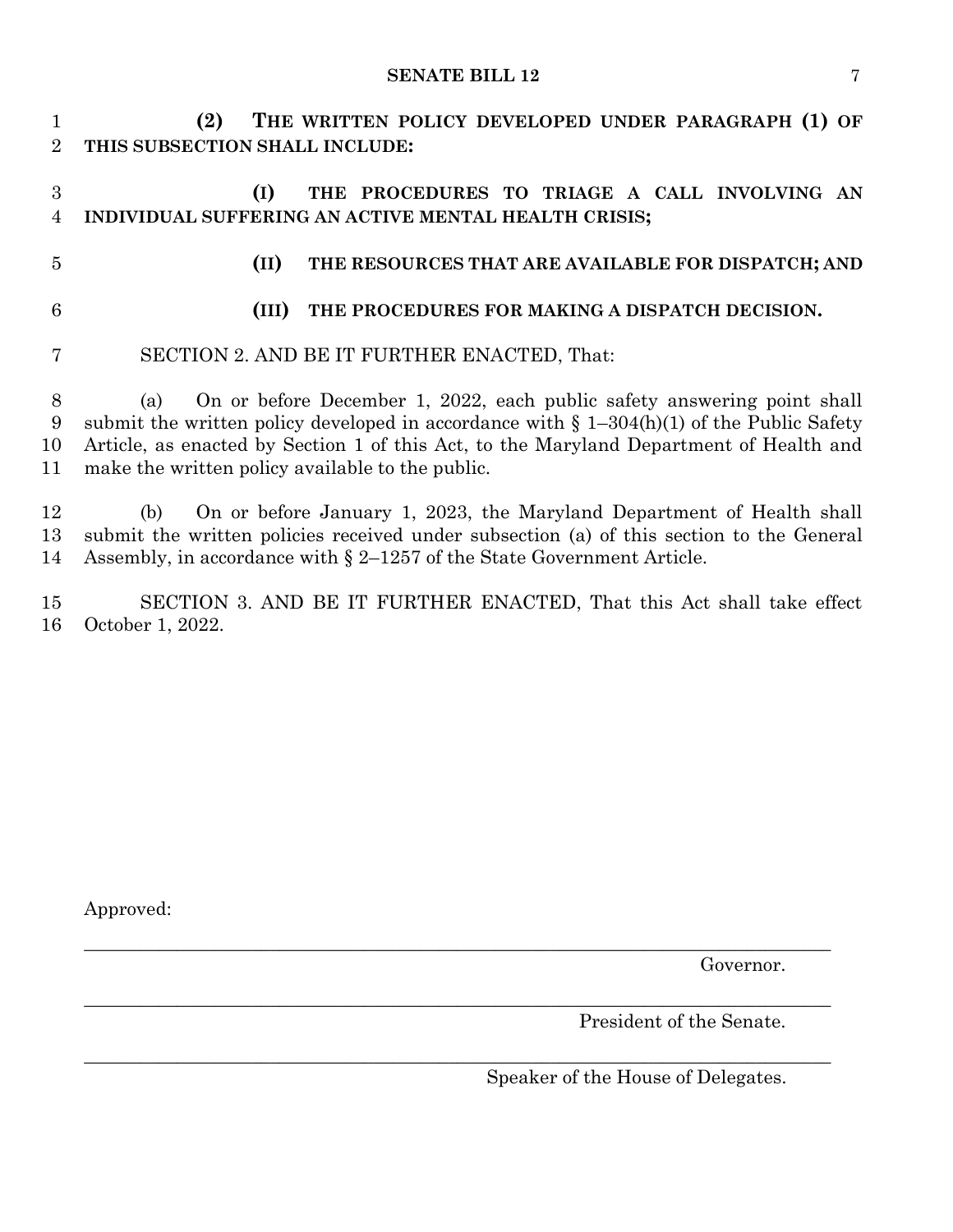**(2) THE WRITTEN POLICY DEVELOPED UNDER PARAGRAPH (1) OF THIS SUBSECTION SHALL INCLUDE:**

**(I) THE PROCEDURES TO TRIAGE A CALL INVOLVING AN INDIVIDUAL SUFFERING AN ACTIVE MENTAL HEALTH CRISIS;**

**(II) THE RESOURCES THAT ARE AVAILABLE FOR DISPATCH; AND**

**(III) THE PROCEDURES FOR MAKING A DISPATCH DECISION.**

SECTION 2. AND BE IT FURTHER ENACTED, That:

(a) On or before December 1, 2022, each public safety answering point shall submit the written policy developed in accordance with § 1–304(h)(1) of the Public Safety Article, as enacted by Section 1 of this Act, to the Maryland Department of Health and make the written policy available to the public.

(b) On or before January 1, 2023, the Maryland Department of Health shall submit the written policies received under subsection (a) of this section to the General Assembly, in accordance with § 2–1257 of the State Government Article.

SECTION 3. AND BE IT FURTHER ENACTED, That this Act shall take effect October 1, 2022.

Approved:

\_\_\_\_\_\_\_\_\_\_\_\_\_\_\_\_\_\_\_\_\_\_\_\_\_\_\_\_\_\_\_\_\_\_\_\_\_\_\_\_\_\_\_\_\_\_\_\_

Governor.

\_\_\_\_\_\_\_\_\_\_\_\_\_\_\_\_\_\_\_\_\_\_\_\_\_\_\_\_\_\_\_\_\_\_\_\_\_\_\_\_\_\_\_\_\_\_\_\_

President of the Senate.

\_\_\_\_\_\_\_\_\_\_\_\_\_\_\_\_\_\_\_\_\_\_\_\_\_\_\_\_\_\_\_\_\_\_\_\_\_\_\_\_\_\_\_\_\_\_\_\_

Speaker of the House of Delegates.